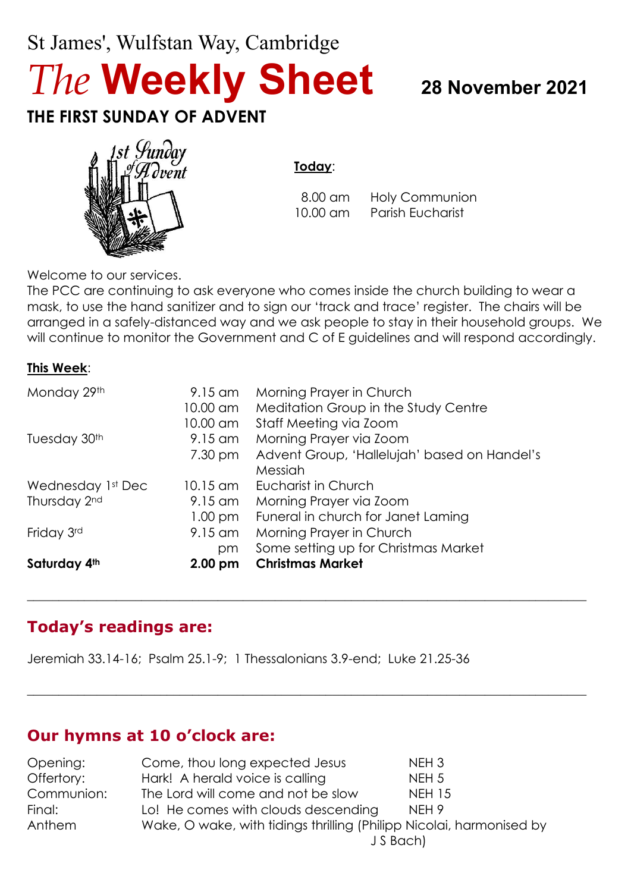St James', Wulfstan Way, Cambridge

# *The* Weekly Sheet

**28 November 2021**

## THE FIRST SUNDAY OF ADVENT

**Today**:

| | |
|---|---|
| 8.00 am | Holy Communion |
| 10.00 am | Parish Eucharist |

Welcome to our services.
The PCC are continuing to ask everyone who comes inside the church building to wear a mask, to use the hand sanitizer and to sign our 'track and trace' register. The chairs will be arranged in a safely-distanced way and we ask people to stay in their household groups. We will continue to monitor the Government and C of E guidelines and will respond accordingly.

**This Week**:

| | | |
|---|---|---|
| Monday 29th | 9.15 am | Morning Prayer in Church |
| | 10.00 am | Meditation Group in the Study Centre |
| | 10.00 am | Staff Meeting via Zoom |
| Tuesday 30th | 9.15 am | Morning Prayer via Zoom |
| | 7.30 pm | Advent Group, 'Hallelujah' based on Handel's Messiah |
| Wednesday 1st Dec | 10.15 am | Eucharist in Church |
| Thursday 2nd | 9.15 am | Morning Prayer via Zoom |
| | 1.00 pm | Funeral in church for Janet Laming |
| Friday 3rd | 9.15 am | Morning Prayer in Church |
| | pm | Some setting up for Christmas Market |
| **Saturday 4th** | **2.00 pm** | **Christmas Market** |

---

## Today's readings are:

Jeremiah 33.14-16; Psalm 25.1-9; 1 Thessalonians 3.9-end; Luke 21.25-36

---

## Our hymns at 10 o'clock are:

| | | |
|---|---|---|
| Opening: | Come, thou long expected Jesus | NEH 3 |
| Offertory: | Hark! A herald voice is calling | NEH 5 |
| Communion: | The Lord will come and not be slow | NEH 15 |
| Final: | Lo! He comes with clouds descending | NEH 9 |
| Anthem | Wake, O wake, with tidings thrilling (Philipp Nicolai, harmonised by J S Bach) | |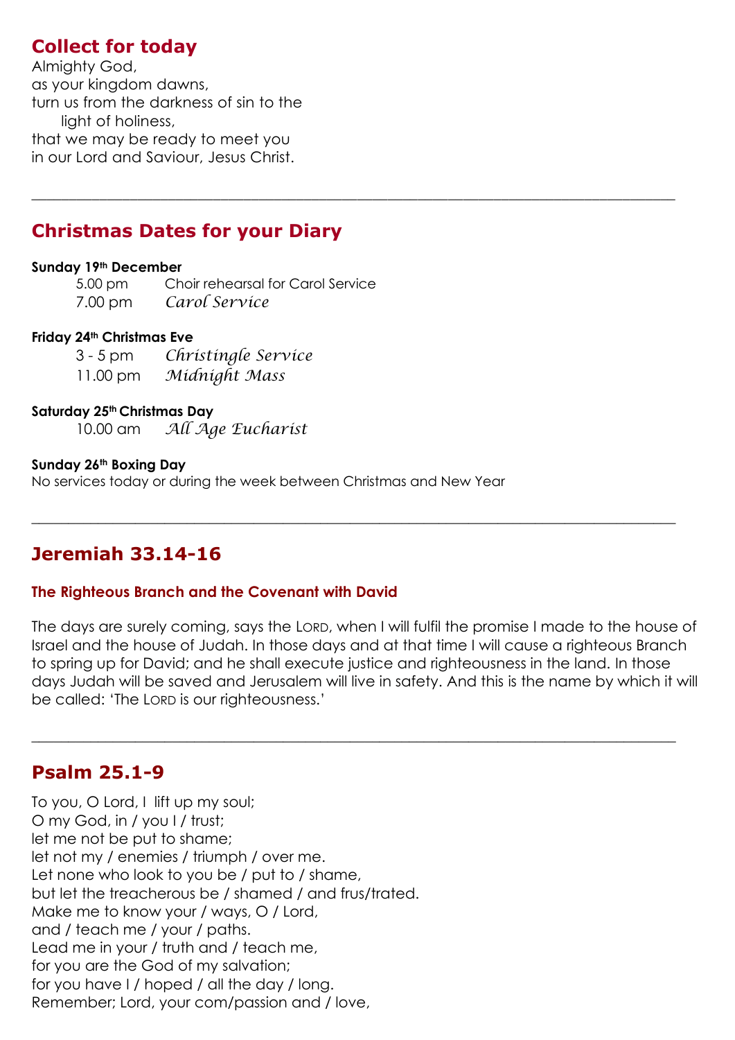## Collect for today

Almighty God,
as your kingdom dawns,
turn us from the darkness of sin to the
light of holiness,
that we may be ready to meet you
in our Lord and Saviour, Jesus Christ.

---

## Christmas Dates for your Diary

**Sunday 19th December**

5.00 pm  Choir rehearsal for Carol Service
7.00 pm  *Carol Service*

**Friday 24th Christmas Eve**

3 - 5 pm  *Christingle Service*
11.00 pm  *Midnight Mass*

**Saturday 25th Christmas Day**

10.00 am  *All Age Eucharist*

**Sunday 26th Boxing Day**

No services today or during the week between Christmas and New Year

---

## Jeremiah 33.14-16

### The Righteous Branch and the Covenant with David

The days are surely coming, says the LORD, when I will fulfil the promise I made to the house of Israel and the house of Judah. In those days and at that time I will cause a righteous Branch to spring up for David; and he shall execute justice and righteousness in the land. In those days Judah will be saved and Jerusalem will live in safety. And this is the name by which it will be called: 'The LORD is our righteousness.'

---

## Psalm 25.1-9

To you, O Lord, I lift up my soul;
O my God, in / you I / trust;
let me not be put to shame;
let not my / enemies / triumph / over me.
Let none who look to you be / put to / shame,
but let the treacherous be / shamed / and frus/trated.
Make me to know your / ways, O / Lord,
and / teach me / your / paths.
Lead me in your / truth and / teach me,
for you are the God of my salvation;
for you have I / hoped / all the day / long.
Remember; Lord, your com/passion and / love,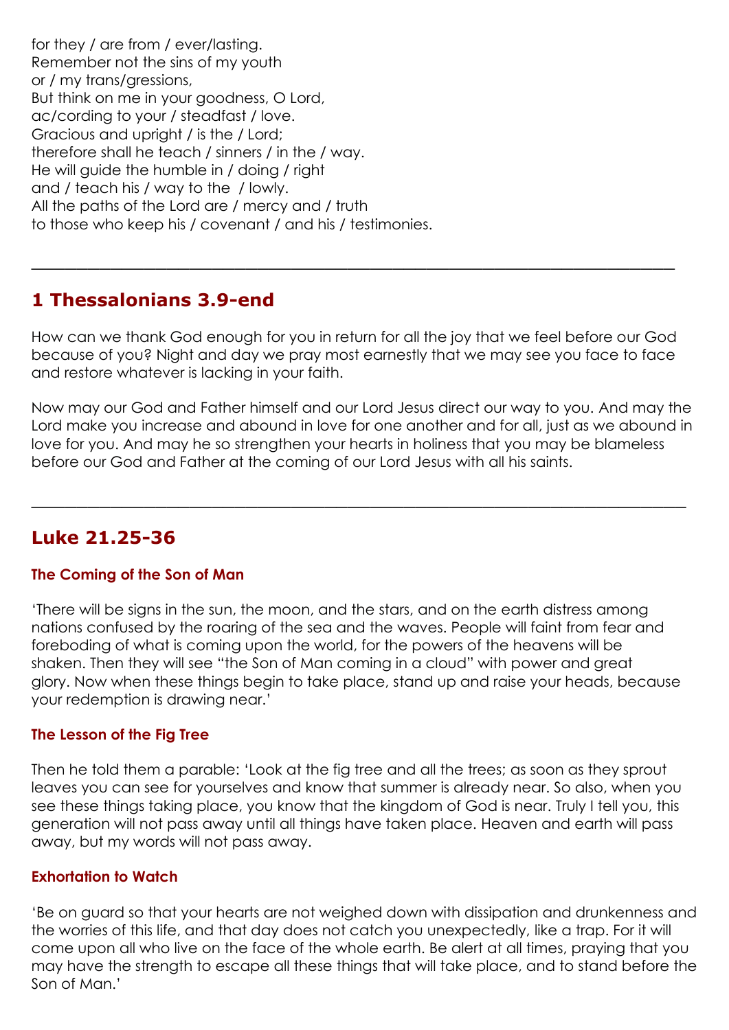for they / are from / ever/lasting.
Remember not the sins of my youth
or / my trans/gressions,
But think on me in your goodness, O Lord,
ac/cording to your / steadfast / love.
Gracious and upright / is the / Lord;
therefore shall he teach / sinners / in the / way.
He will guide the humble in / doing / right
and / teach his / way to the / lowly.
All the paths of the Lord are / mercy and / truth
to those who keep his / covenant / and his / testimonies.

---

## 1 Thessalonians 3.9-end

How can we thank God enough for you in return for all the joy that we feel before our God because of you? Night and day we pray most earnestly that we may see you face to face and restore whatever is lacking in your faith.

Now may our God and Father himself and our Lord Jesus direct our way to you. And may the Lord make you increase and abound in love for one another and for all, just as we abound in love for you. And may he so strengthen your hearts in holiness that you may be blameless before our God and Father at the coming of our Lord Jesus with all his saints.

---

## Luke 21.25-36

### The Coming of the Son of Man

'There will be signs in the sun, the moon, and the stars, and on the earth distress among nations confused by the roaring of the sea and the waves. People will faint from fear and foreboding of what is coming upon the world, for the powers of the heavens will be shaken. Then they will see "the Son of Man coming in a cloud" with power and great glory. Now when these things begin to take place, stand up and raise your heads, because your redemption is drawing near.'

### The Lesson of the Fig Tree

Then he told them a parable: 'Look at the fig tree and all the trees; as soon as they sprout leaves you can see for yourselves and know that summer is already near. So also, when you see these things taking place, you know that the kingdom of God is near. Truly I tell you, this generation will not pass away until all things have taken place. Heaven and earth will pass away, but my words will not pass away.

### Exhortation to Watch

'Be on guard so that your hearts are not weighed down with dissipation and drunkenness and the worries of this life, and that day does not catch you unexpectedly, like a trap. For it will come upon all who live on the face of the whole earth. Be alert at all times, praying that you may have the strength to escape all these things that will take place, and to stand before the Son of Man.'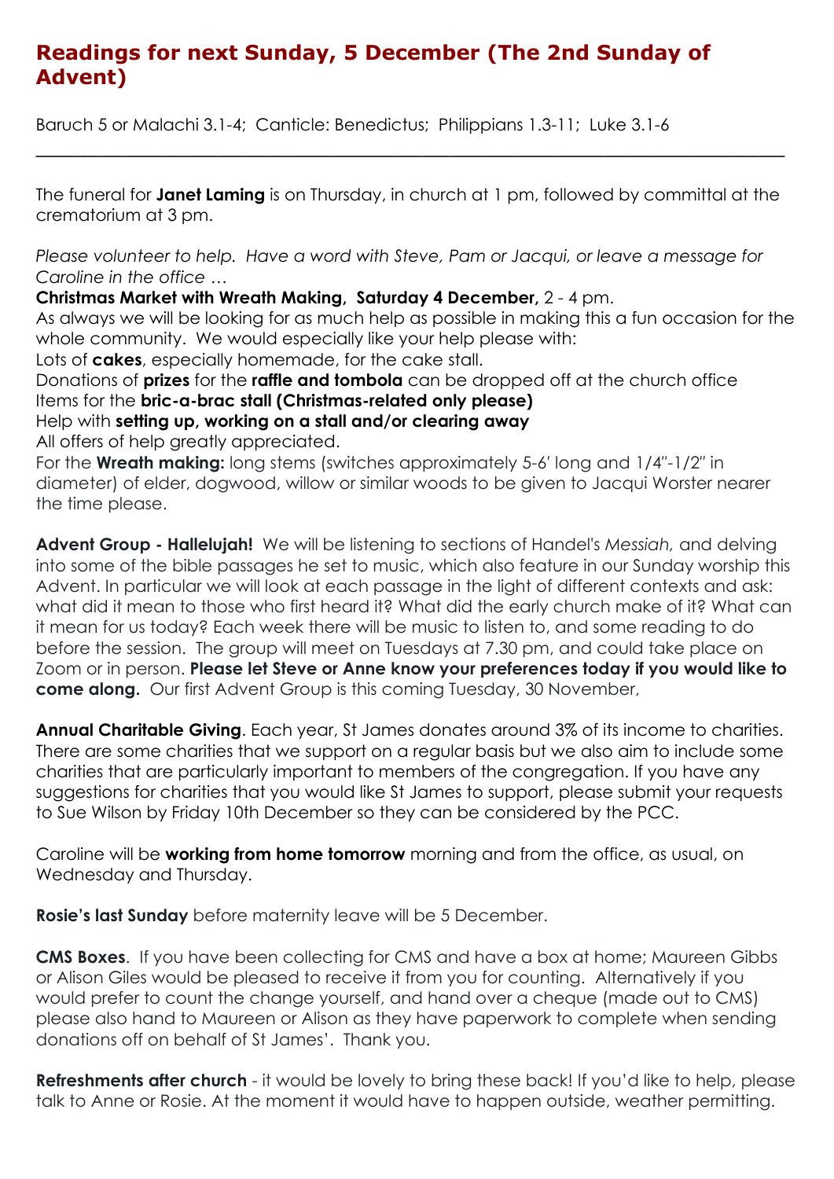## Readings for next Sunday, 5 December (The 2nd Sunday of Advent)

Baruch 5 or Malachi 3.1-4; Canticle: Benedictus; Philippians 1.3-11; Luke 3.1-6

---

The funeral for **Janet Laming** is on Thursday, in church at 1 pm, followed by committal at the crematorium at 3 pm.

*Please volunteer to help. Have a word with Steve, Pam or Jacqui, or leave a message for Caroline in the office …*

**Christmas Market with Wreath Making, Saturday 4 December,** 2 - 4 pm.

As always we will be looking for as much help as possible in making this a fun occasion for the whole community. We would especially like your help please with:

Lots of **cakes**, especially homemade, for the cake stall.

Donations of **prizes** for the **raffle and tombola** can be dropped off at the church office

Items for the **bric-a-brac stall (Christmas-related only please)**

Help with **setting up, working on a stall and/or clearing away**

All offers of help greatly appreciated.

For the **Wreath making:** long stems (switches approximately 5-6' long and 1/4"-1/2" in diameter) of elder, dogwood, willow or similar woods to be given to Jacqui Worster nearer the time please.

**Advent Group - Hallelujah!** We will be listening to sections of Handel's *Messiah,* and delving into some of the bible passages he set to music, which also feature in our Sunday worship this Advent. In particular we will look at each passage in the light of different contexts and ask: what did it mean to those who first heard it? What did the early church make of it? What can it mean for us today? Each week there will be music to listen to, and some reading to do before the session. The group will meet on Tuesdays at 7.30 pm, and could take place on Zoom or in person. **Please let Steve or Anne know your preferences today if you would like to come along.** Our first Advent Group is this coming Tuesday, 30 November,

**Annual Charitable Giving**. Each year, St James donates around 3% of its income to charities. There are some charities that we support on a regular basis but we also aim to include some charities that are particularly important to members of the congregation. If you have any suggestions for charities that you would like St James to support, please submit your requests to Sue Wilson by Friday 10th December so they can be considered by the PCC.

Caroline will be **working from home tomorrow** morning and from the office, as usual, on Wednesday and Thursday.

**Rosie's last Sunday** before maternity leave will be 5 December.

**CMS Boxes**. If you have been collecting for CMS and have a box at home; Maureen Gibbs or Alison Giles would be pleased to receive it from you for counting. Alternatively if you would prefer to count the change yourself, and hand over a cheque (made out to CMS) please also hand to Maureen or Alison as they have paperwork to complete when sending donations off on behalf of St James'. Thank you.

**Refreshments after church** - it would be lovely to bring these back! If you'd like to help, please talk to Anne or Rosie. At the moment it would have to happen outside, weather permitting.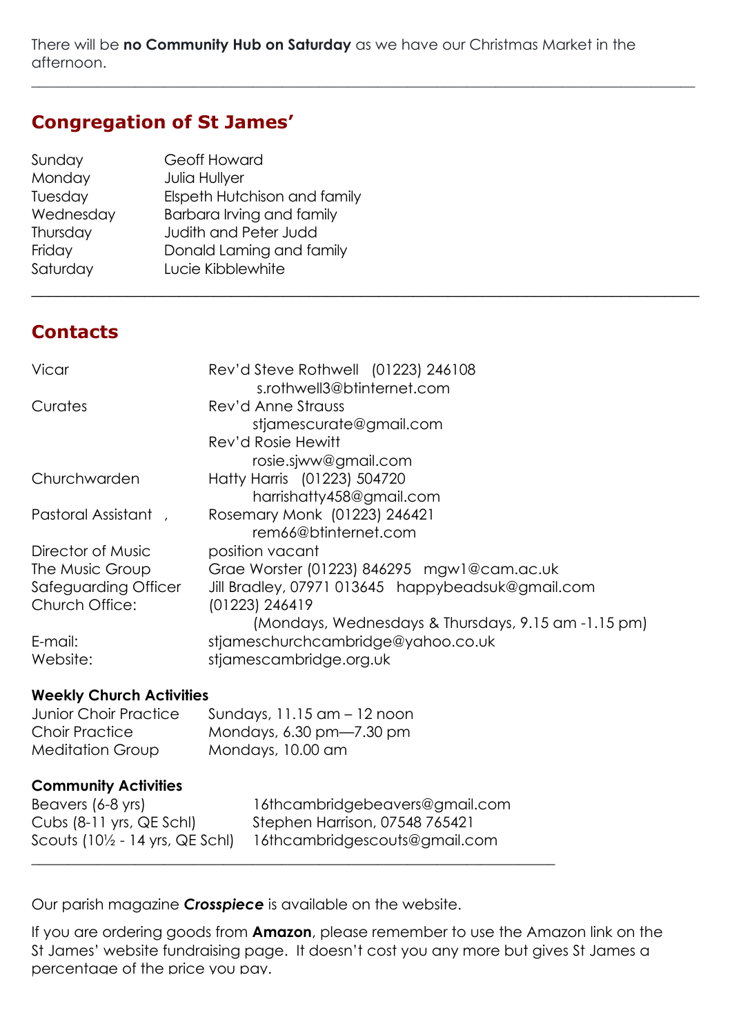There will be **no Community Hub on Saturday** as we have our Christmas Market in the afternoon.

---

## Congregation of St James'

| | |
|---|---|
| Sunday | Geoff Howard |
| Monday | Julia Hullyer |
| Tuesday | Elspeth Hutchison and family |
| Wednesday | Barbara Irving and family |
| Thursday | Judith and Peter Judd |
| Friday | Donald Laming and family |
| Saturday | Lucie Kibblewhite |

---

## Contacts

| | |
|---|---|
| Vicar | Rev'd Steve Rothwell (01223) 246108 s.rothwell3@btinternet.com |
| Curates | Rev'd Anne Strauss stjamescurate@gmail.com |
| | Rev'd Rosie Hewitt rosie.sjww@gmail.com |
| Churchwarden | Hatty Harris (01223) 504720 harrishatty458@gmail.com |
| Pastoral Assistant , | Rosemary Monk (01223) 246421 rem66@btinternet.com |
| Director of Music | position vacant |
| The Music Group | Grae Worster (01223) 846295 mgw1@cam.ac.uk |
| Safeguarding Officer | Jill Bradley, 07971 013645 happybeadsuk@gmail.com |
| Church Office: | (01223) 246419 (Mondays, Wednesdays & Thursdays, 9.15 am -1.15 pm) |
| E-mail: | stjameschurchcambridge@yahoo.co.uk |
| Website: | stjamescambridge.org.uk |

**Weekly Church Activities**

| | |
|---|---|
| Junior Choir Practice | Sundays, 11.15 am – 12 noon |
| Choir Practice | Mondays, 6.30 pm—7.30 pm |
| Meditation Group | Mondays, 10.00 am |

**Community Activities**

| | |
|---|---|
| Beavers (6-8 yrs) | 16thcambridgebeavers@gmail.com |
| Cubs (8-11 yrs, QE Schl) | Stephen Harrison, 07548 765421 |
| Scouts (10½ - 14 yrs, QE Schl) | 16thcambridgescouts@gmail.com |

---

Our parish magazine ***Crosspiece*** is available on the website.

If you are ordering goods from **Amazon**, please remember to use the Amazon link on the St James' website fundraising page. It doesn't cost you any more but gives St James a percentage of the price you pay.